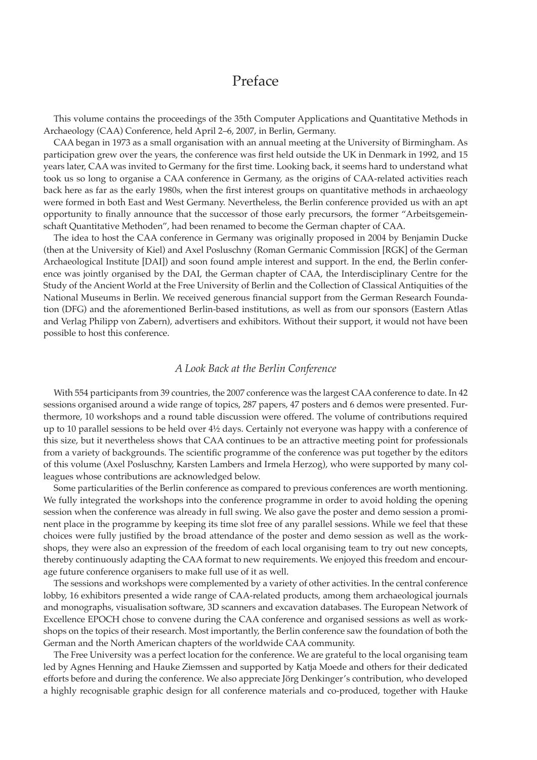# Preface

This volume contains the proceedings of the 35th Computer Applications and Quantitative Methods in Archaeology (CAA) Conference, held April 2–6, 2007, in Berlin, Germany.

CAA began in 1973 as a small organisation with an annual meeting at the University of Birmingham. As participation grew over the years, the conference was first held outside the UK in Denmark in 1992, and 15 years later, CAA was invited to Germany for the first time. Looking back, it seems hard to understand what took us so long to organise a CAA conference in Germany, as the origins of CAA-related activities reach back here as far as the early 1980s, when the first interest groups on quantitative methods in archaeology were formed in both East and West Germany. Nevertheless, the Berlin conference provided us with an apt opportunity to finally announce that the successor of those early precursors, the former "Arbeitsgemeinschaft Quantitative Methoden", had been renamed to become the German chapter of CAA.

The idea to host the CAA conference in Germany was originally proposed in 2004 by Benjamin Ducke (then at the University of Kiel) and Axel Posluschny (Roman Germanic Commission [RGK] of the German Archaeological Institute [DAI]) and soon found ample interest and support. In the end, the Berlin conference was jointly organised by the DAI, the German chapter of CAA, the Interdisciplinary Centre for the Study of the Ancient World at the Free University of Berlin and the Collection of Classical Antiquities of the National Museums in Berlin. We received generous financial support from the German Research Foundation (DFG) and the aforementioned Berlin-based institutions, as well as from our sponsors (Eastern Atlas and Verlag Philipp von Zabern), advertisers and exhibitors. Without their support, it would not have been possible to host this conference.

### *A Look Back at the Berlin Conference*

With 554 participants from 39 countries, the 2007 conference was the largest CAA conference to date. In 42 sessions organised around a wide range of topics, 287 papers, 47 posters and 6 demos were presented. Furthermore, 10 workshops and a round table discussion were offered. The volume of contributions required up to 10 parallel sessions to be held over 4½ days. Certainly not everyone was happy with a conference of this size, but it nevertheless shows that CAA continues to be an attractive meeting point for professionals from a variety of backgrounds. The scientific programme of the conference was put together by the editors of this volume (Axel Posluschny, Karsten Lambers and Irmela Herzog), who were supported by many colleagues whose contributions are acknowledged below.

Some particularities of the Berlin conference as compared to previous conferences are worth mentioning. We fully integrated the workshops into the conference programme in order to avoid holding the opening session when the conference was already in full swing. We also gave the poster and demo session a prominent place in the programme by keeping its time slot free of any parallel sessions. While we feel that these choices were fully justified by the broad attendance of the poster and demo session as well as the workshops, they were also an expression of the freedom of each local organising team to try out new concepts, thereby continuously adapting the CAA format to new requirements. We enjoyed this freedom and encourage future conference organisers to make full use of it as well.

The sessions and workshops were complemented by a variety of other activities. In the central conference lobby, 16 exhibitors presented a wide range of CAA-related products, among them archaeological journals and monographs, visualisation software, 3D scanners and excavation databases. The European Network of Excellence EPOCH chose to convene during the CAA conference and organised sessions as well as workshops on the topics of their research. Most importantly, the Berlin conference saw the foundation of both the German and the North American chapters of the worldwide CAA community.

The Free University was a perfect location for the conference. We are grateful to the local organising team led by Agnes Henning and Hauke Ziemssen and supported by Katja Moede and others for their dedicated efforts before and during the conference. We also appreciate Jörg Denkinger's contribution, who developed a highly recognisable graphic design for all conference materials and co-produced, together with Hauke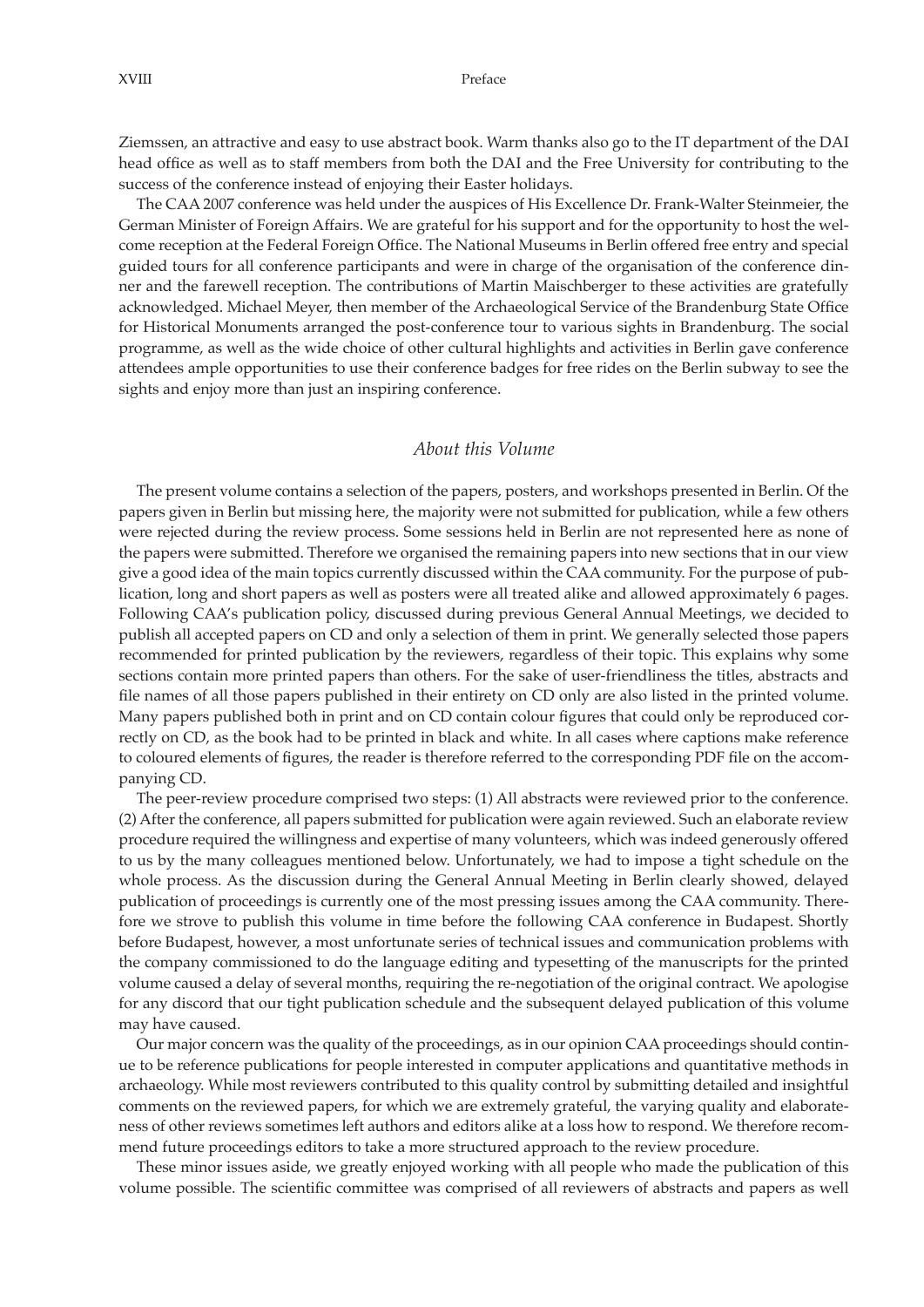Ziemssen, an attractive and easy to use abstract book. Warm thanks also go to the IT department of the DAI head office as well as to staff members from both the DAI and the Free University for contributing to the success of the conference instead of enjoying their Easter holidays.

The CAA 2007 conference was held under the auspices of His Excellence Dr. Frank-Walter Steinmeier, the German Minister of Foreign Affairs. We are grateful for his support and for the opportunity to host the welcome reception at the Federal Foreign Office. The National Museums in Berlin offered free entry and special guided tours for all conference participants and were in charge of the organisation of the conference dinner and the farewell reception. The contributions of Martin Maischberger to these activities are gratefully acknowledged. Michael Meyer, then member of the Archaeological Service of the Brandenburg State Office for Historical Monuments arranged the post-conference tour to various sights in Brandenburg. The social programme, as well as the wide choice of other cultural highlights and activities in Berlin gave conference attendees ample opportunities to use their conference badges for free rides on the Berlin subway to see the sights and enjoy more than just an inspiring conference.

## *About this Volume*

The present volume contains a selection of the papers, posters, and workshops presented in Berlin. Of the papers given in Berlin but missing here, the majority were not submitted for publication, while a few others were rejected during the review process. Some sessions held in Berlin are not represented here as none of the papers were submitted. Therefore we organised the remaining papers into new sections that in our view give a good idea of the main topics currently discussed within the CAA community. For the purpose of publication, long and short papers as well as posters were all treated alike and allowed approximately 6 pages. Following CAA's publication policy, discussed during previous General Annual Meetings, we decided to publish all accepted papers on CD and only a selection of them in print. We generally selected those papers recommended for printed publication by the reviewers, regardless of their topic. This explains why some sections contain more printed papers than others. For the sake of user-friendliness the titles, abstracts and file names of all those papers published in their entirety on CD only are also listed in the printed volume. Many papers published both in print and on CD contain colour figures that could only be reproduced correctly on CD, as the book had to be printed in black and white. In all cases where captions make reference to coloured elements of figures, the reader is therefore referred to the corresponding PDF file on the accompanying CD.

The peer-review procedure comprised two steps: (1) All abstracts were reviewed prior to the conference. (2) After the conference, all papers submitted for publication were again reviewed. Such an elaborate review procedure required the willingness and expertise of many volunteers, which was indeed generously offered to us by the many colleagues mentioned below. Unfortunately, we had to impose a tight schedule on the whole process. As the discussion during the General Annual Meeting in Berlin clearly showed, delayed publication of proceedings is currently one of the most pressing issues among the CAA community. Therefore we strove to publish this volume in time before the following CAA conference in Budapest. Shortly before Budapest, however, a most unfortunate series of technical issues and communication problems with the company commissioned to do the language editing and typesetting of the manuscripts for the printed volume caused a delay of several months, requiring the re-negotiation of the original contract. We apologise for any discord that our tight publication schedule and the subsequent delayed publication of this volume may have caused.

Our major concern was the quality of the proceedings, as in our opinion CAA proceedings should continue to be reference publications for people interested in computer applications and quantitative methods in archaeology. While most reviewers contributed to this quality control by submitting detailed and insightful comments on the reviewed papers, for which we are extremely grateful, the varying quality and elaborateness of other reviews sometimes left authors and editors alike at a loss how to respond. We therefore recommend future proceedings editors to take a more structured approach to the review procedure.

These minor issues aside, we greatly enjoyed working with all people who made the publication of this volume possible. The scientific committee was comprised of all reviewers of abstracts and papers as well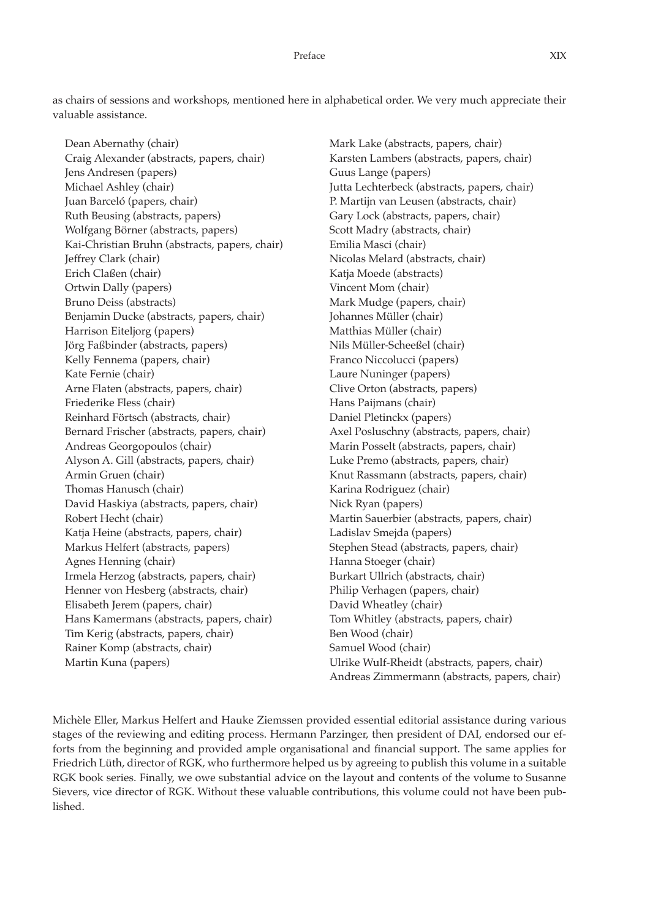as chairs of sessions and workshops, mentioned here in alphabetical order. We very much appreciate their valuable assistance.

Dean Abernathy (chair)
Craig Alexander (abstracts, papers, chair)
Jens Andresen (papers)
Michael Ashley (chair)
Juan Barceló (papers, chair)
Ruth Beusing (abstracts, papers)
Wolfgang Börner (abstracts, papers)
Kai-Christian Bruhn (abstracts, papers, chair)
Jeffrey Clark (chair)
Erich Claßen (chair)
Ortwin Dally (papers)
Bruno Deiss (abstracts)
Benjamin Ducke (abstracts, papers, chair)
Harrison Eiteljorg (papers)
Jörg Faßbinder (abstracts, papers)
Kelly Fennema (papers, chair)
Kate Fernie (chair)
Arne Flaten (abstracts, papers, chair)
Friederike Fless (chair)
Reinhard Förtsch (abstracts, chair)
Bernard Frischer (abstracts, papers, chair)
Andreas Georgopoulos (chair)
Alyson A. Gill (abstracts, papers, chair)
Armin Gruen (chair)
Thomas Hanusch (chair)
David Haskiya (abstracts, papers, chair)
Robert Hecht (chair)
Katja Heine (abstracts, papers, chair)
Markus Helfert (abstracts, papers)
Agnes Henning (chair)
Irmela Herzog (abstracts, papers, chair)
Henner von Hesberg (abstracts, chair)
Elisabeth Jerem (papers, chair)
Hans Kamermans (abstracts, papers, chair)
Tim Kerig (abstracts, papers, chair)
Rainer Komp (abstracts, chair)
Martin Kuna (papers)
Mark Lake (abstracts, papers, chair)
Karsten Lambers (abstracts, papers, chair)
Guus Lange (papers)
Jutta Lechterbeck (abstracts, papers, chair)
P. Martijn van Leusen (abstracts, chair)
Gary Lock (abstracts, papers, chair)
Scott Madry (abstracts, chair)
Emilia Masci (chair)
Nicolas Melard (abstracts, chair)
Katja Moede (abstracts)
Vincent Mom (chair)
Mark Mudge (papers, chair)
Johannes Müller (chair)
Matthias Müller (chair)
Nils Müller-Scheeßel (chair)
Franco Niccolucci (papers)
Laure Nuninger (papers)
Clive Orton (abstracts, papers)
Hans Paijmans (chair)
Daniel Pletinckx (papers)
Axel Posluschny (abstracts, papers, chair)
Marin Posselt (abstracts, papers, chair)
Luke Premo (abstracts, papers, chair)
Knut Rassmann (abstracts, papers, chair)
Karina Rodriguez (chair)
Nick Ryan (papers)
Martin Sauerbier (abstracts, papers, chair)
Ladislav Smejda (papers)
Stephen Stead (abstracts, papers, chair)
Hanna Stoeger (chair)
Burkart Ullrich (abstracts, chair)
Philip Verhagen (papers, chair)
David Wheatley (chair)
Tom Whitley (abstracts, papers, chair)
Ben Wood (chair)
Samuel Wood (chair)
Ulrike Wulf-Rheidt (abstracts, papers, chair)
Andreas Zimmermann (abstracts, papers, chair)

Michèle Eller, Markus Helfert and Hauke Ziemssen provided essential editorial assistance during various stages of the reviewing and editing process. Hermann Parzinger, then president of DAI, endorsed our efforts from the beginning and provided ample organisational and financial support. The same applies for Friedrich Lüth, director of RGK, who furthermore helped us by agreeing to publish this volume in a suitable RGK book series. Finally, we owe substantial advice on the layout and contents of the volume to Susanne Sievers, vice director of RGK. Without these valuable contributions, this volume could not have been published.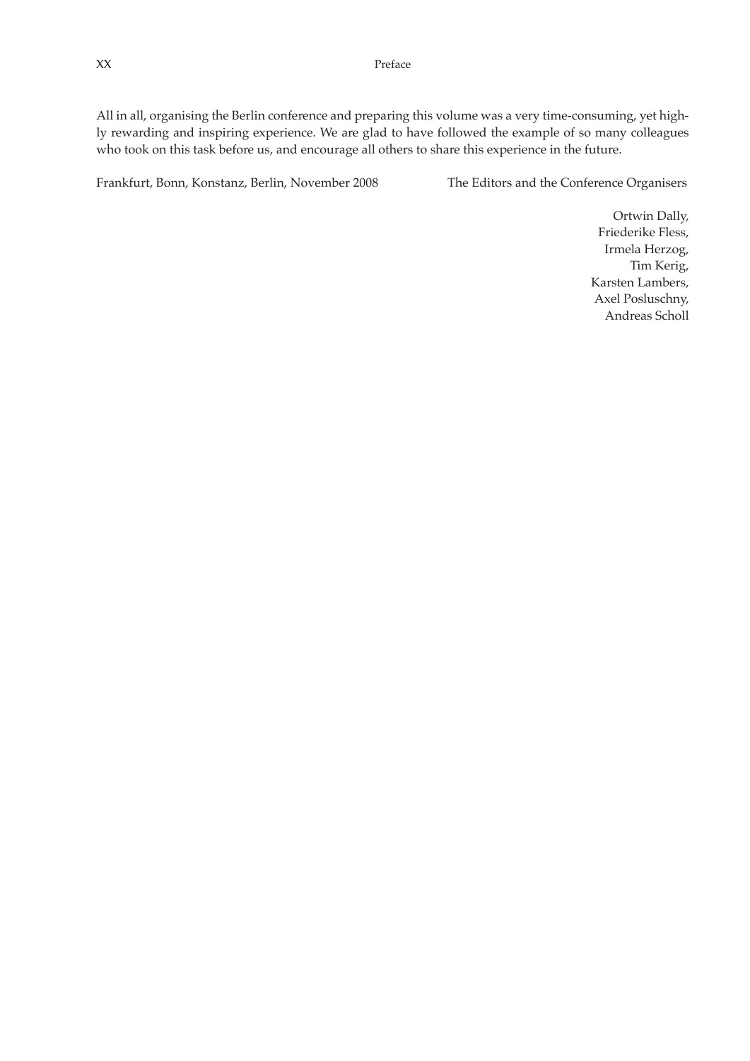All in all, organising the Berlin conference and preparing this volume was a very time-consuming, yet highly rewarding and inspiring experience. We are glad to have followed the example of so many colleagues who took on this task before us, and encourage all others to share this experience in the future.

Frankfurt, Bonn, Konstanz, Berlin, November 2008

The Editors and the Conference Organisers

Ortwin Dally,
Friederike Fless,
Irmela Herzog,
Tim Kerig,
Karsten Lambers,
Axel Posluschny,
Andreas Scholl